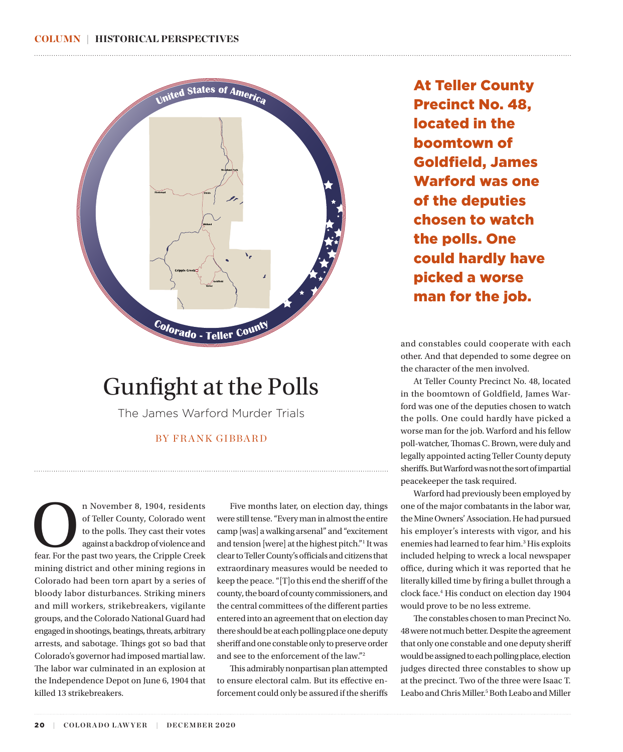# Gunfight at the Polls

## The James Warford Murder Trials

BY FRANK GIBBARD

On November 8, 1904, residents of Teller County, Colorado went to the polls. They cast their votes against a backdrop of violence and fear. For the past two years, the Cripple Creek mining district and other mining regions in Colorado had been torn apart by a series of bloody labor disturbances. Striking miners and mill workers, strikebreakers, vigilante groups, and the Colorado National Guard had engaged in shootings, beatings, threats, arbitrary arrests, and sabotage. Things got so bad that Colorado's governor had imposed martial law. The labor war culminated in an explosion at the Independence Depot on June 6, 1904 that killed 13 strikebreakers.

Five months later, on election day, things were still tense. "Every man in almost the entire camp [was] a walking arsenal" and "excitement and tension [were] at the highest pitch."[1] It was clear to Teller County's officials and citizens that extraordinary measures would be needed to keep the peace. "[T]o this end the sheriff of the county, the board of county commissioners, and the central committees of the different parties entered into an agreement that on election day there should be at each polling place one deputy sheriff and one constable only to preserve order and see to the enforcement of the law."[2]

This admirably nonpartisan plan attempted to ensure electoral calm. But its effective enforcement could only be assured if the sheriffs and constables could cooperate with each other. And that depended to some degree on the character of the men involved.

**At Teller County Precinct No. 48, located in the boomtown of Goldfield, James Warford was one of the deputies chosen to watch the polls. One could hardly have picked a worse man for the job.**

At Teller County Precinct No. 48, located in the boomtown of Goldfield, James Warford was one of the deputies chosen to watch the polls. One could hardly have picked a worse man for the job. Warford and his fellow poll-watcher, Thomas C. Brown, were duly and legally appointed acting Teller County deputy sheriffs. But Warford was not the sort of impartial peacekeeper the task required.

Warford had previously been employed by one of the major combatants in the labor war, the Mine Owners' Association. He had pursued his employer's interests with vigor, and his enemies had learned to fear him.[3] His exploits included helping to wreck a local newspaper office, during which it was reported that he literally killed time by firing a bullet through a clock face.[4] His conduct on election day 1904 would prove to be no less extreme.

The constables chosen to man Precinct No. 48 were not much better. Despite the agreement that only one constable and one deputy sheriff would be assigned to each polling place, election judges directed three constables to show up at the precinct. Two of the three were Isaac T. Leabo and Chris Miller.[5] Both Leabo and Miller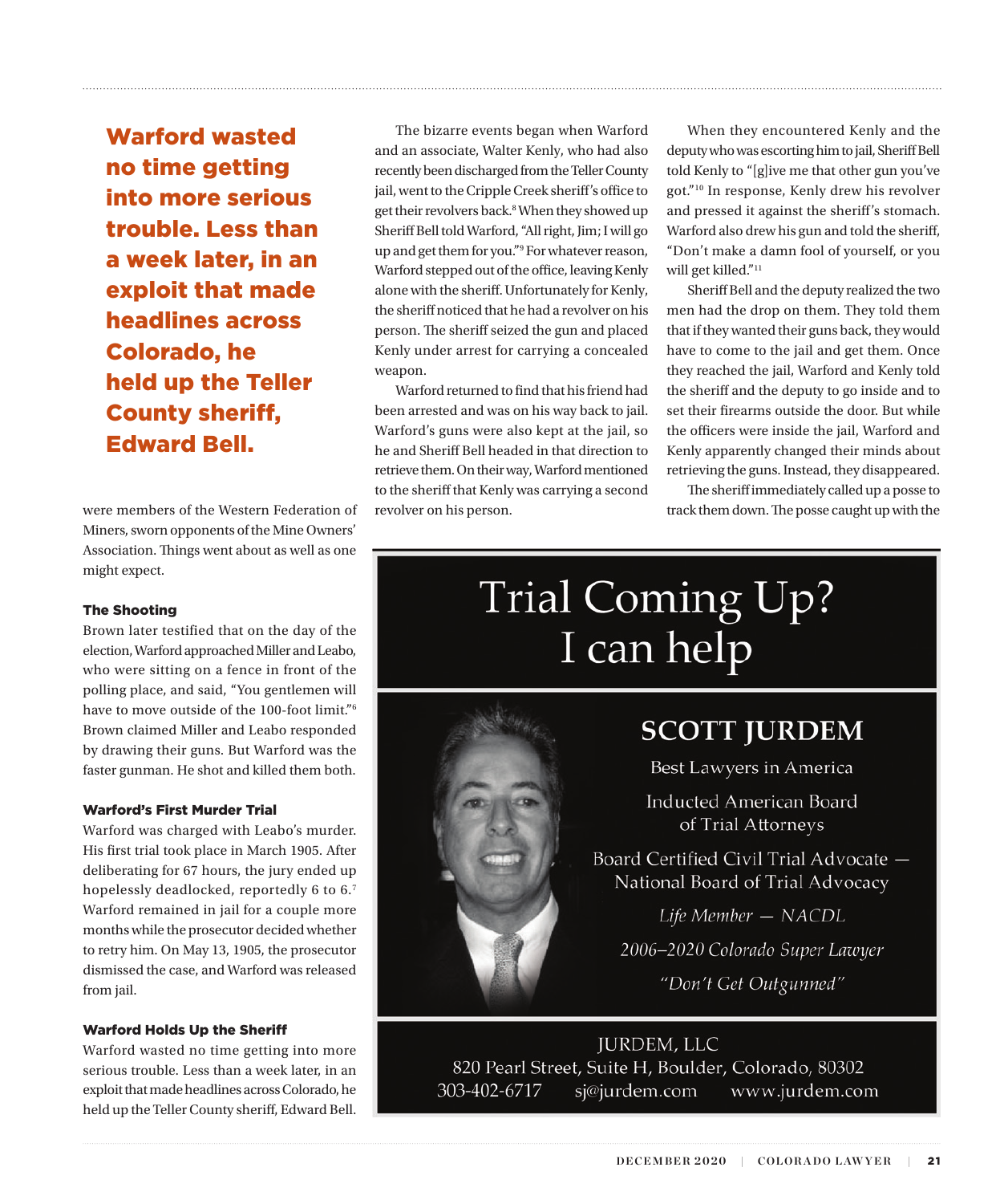were members of the Western Federation of Miners, sworn opponents of the Mine Owners' Association. Things went about as well as one might expect.

### The Shooting

Brown later testified that on the day of the election, Warford approached Miller and Leabo, who were sitting on a fence in front of the polling place, and said, "You gentlemen will have to move outside of the 100-foot limit."[6] Brown claimed Miller and Leabo responded by drawing their guns. But Warford was the faster gunman. He shot and killed them both.

### Warford's First Murder Trial

Warford was charged with Leabo's murder. His first trial took place in March 1905. After deliberating for 67 hours, the jury ended up hopelessly deadlocked, reportedly 6 to 6.[7] Warford remained in jail for a couple more months while the prosecutor decided whether to retry him. On May 13, 1905, the prosecutor dismissed the case, and Warford was released from jail.

### Warford Holds Up the Sheriff

Warford wasted no time getting into more serious trouble. Less than a week later, in an exploit that made headlines across Colorado, he held up the Teller County sheriff, Edward Bell.

> **Warford wasted no time getting into more serious trouble. Less than a week later, in an exploit that made headlines across Colorado, he held up the Teller County sheriff, Edward Bell.**

The bizarre events began when Warford and an associate, Walter Kenly, who had also recently been discharged from the Teller County jail, went to the Cripple Creek sheriff's office to get their revolvers back.[8] When they showed up Sheriff Bell told Warford, "All right, Jim; I will go up and get them for you."[9] For whatever reason, Warford stepped out of the office, leaving Kenly alone with the sheriff. Unfortunately for Kenly, the sheriff noticed that he had a revolver on his person. The sheriff seized the gun and placed Kenly under arrest for carrying a concealed weapon.

Warford returned to find that his friend had been arrested and was on his way back to jail. Warford's guns were also kept at the jail, so he and Sheriff Bell headed in that direction to retrieve them. On their way, Warford mentioned to the sheriff that Kenly was carrying a second revolver on his person.

When they encountered Kenly and the deputy who was escorting him to jail, Sheriff Bell told Kenly to "[g]ive me that other gun you've got."[10] In response, Kenly drew his revolver and pressed it against the sheriff's stomach. Warford also drew his gun and told the sheriff, "Don't make a damn fool of yourself, or you will get killed."[11]

Sheriff Bell and the deputy realized the two men had the drop on them. They told them that if they wanted their guns back, they would have to come to the jail and get them. Once they reached the jail, Warford and Kenly told the sheriff and the deputy to go inside and to set their firearms outside the door. But while the officers were inside the jail, Warford and Kenly apparently changed their minds about retrieving the guns. Instead, they disappeared.

The sheriff immediately called up a posse to track them down. The posse caught up with the

---

# Trial Coming Up?
# I can help

**SCOTT JURDEM**

Best Lawyers in America

Inducted American Board of Trial Attorneys

Board Certified Civil Trial Advocate — National Board of Trial Advocacy

*Life Member — NACDL*

*2006–2020 Colorado Super Lawyer*

*"Don't Get Outgunned"*

JURDEM, LLC
820 Pearl Street, Suite H, Boulder, Colorado, 80302
303-402-6717 sj@jurdem.com www.jurdem.com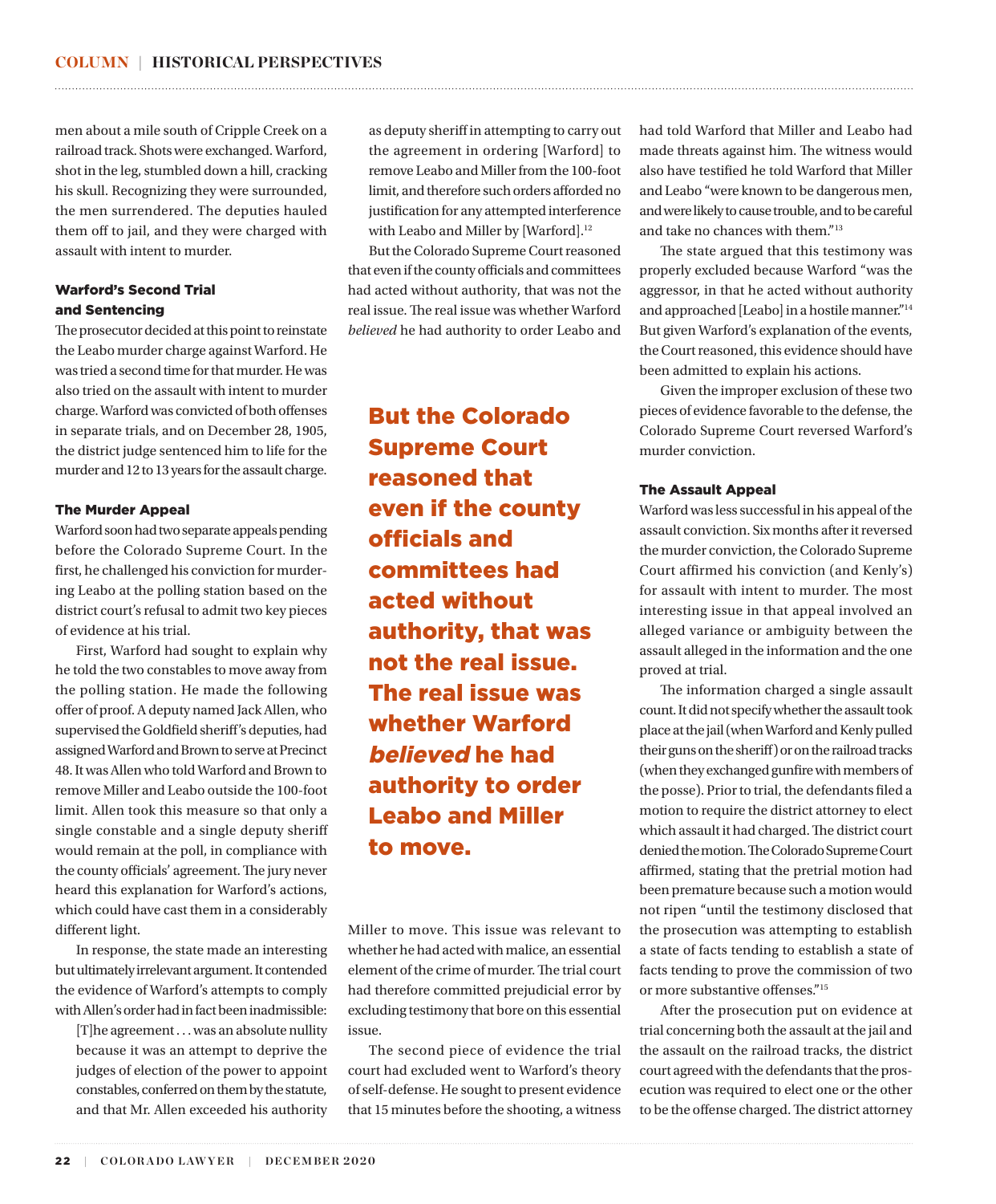men about a mile south of Cripple Creek on a railroad track. Shots were exchanged. Warford, shot in the leg, stumbled down a hill, cracking his skull. Recognizing they were surrounded, the men surrendered. The deputies hauled them off to jail, and they were charged with assault with intent to murder.

### Warford's Second Trial and Sentencing

The prosecutor decided at this point to reinstate the Leabo murder charge against Warford. He was tried a second time for that murder. He was also tried on the assault with intent to murder charge. Warford was convicted of both offenses in separate trials, and on December 28, 1905, the district judge sentenced him to life for the murder and 12 to 13 years for the assault charge.

### The Murder Appeal

Warford soon had two separate appeals pending before the Colorado Supreme Court. In the first, he challenged his conviction for murdering Leabo at the polling station based on the district court's refusal to admit two key pieces of evidence at his trial.

First, Warford had sought to explain why he told the two constables to move away from the polling station. He made the following offer of proof. A deputy named Jack Allen, who supervised the Goldfield sheriff's deputies, had assigned Warford and Brown to serve at Precinct 48. It was Allen who told Warford and Brown to remove Miller and Leabo outside the 100-foot limit. Allen took this measure so that only a single constable and a single deputy sheriff would remain at the poll, in compliance with the county officials' agreement. The jury never heard this explanation for Warford's actions, which could have cast them in a considerably different light.

In response, the state made an interesting but ultimately irrelevant argument. It contended the evidence of Warford's attempts to comply with Allen's order had in fact been inadmissible:

> [T]he agreement . . . was an absolute nullity because it was an attempt to deprive the judges of election of the power to appoint constables, conferred on them by the statute, and that Mr. Allen exceeded his authority as deputy sheriff in attempting to carry out the agreement in ordering [Warford] to remove Leabo and Miller from the 100-foot limit, and therefore such orders afforded no justification for any attempted interference with Leabo and Miller by [Warford].[12]

But the Colorado Supreme Court reasoned that even if the county officials and committees had acted without authority, that was not the real issue. The real issue was whether Warford *believed* he had authority to order Leabo and Miller to move. This issue was relevant to whether he had acted with malice, an essential element of the crime of murder. The trial court had therefore committed prejudicial error by excluding testimony that bore on this essential issue.

> **But the Colorado Supreme Court reasoned that even if the county officials and committees had acted without authority, that was not the real issue. The real issue was whether Warford *believed* he had authority to order Leabo and Miller to move.**

The second piece of evidence the trial court had excluded went to Warford's theory of self-defense. He sought to present evidence that 15 minutes before the shooting, a witness had told Warford that Miller and Leabo had made threats against him. The witness would also have testified he told Warford that Miller and Leabo "were known to be dangerous men, and were likely to cause trouble, and to be careful and take no chances with them."[13]

The state argued that this testimony was properly excluded because Warford "was the aggressor, in that he acted without authority and approached [Leabo] in a hostile manner."[14] But given Warford's explanation of the events, the Court reasoned, this evidence should have been admitted to explain his actions.

Given the improper exclusion of these two pieces of evidence favorable to the defense, the Colorado Supreme Court reversed Warford's murder conviction.

### The Assault Appeal

Warford was less successful in his appeal of the assault conviction. Six months after it reversed the murder conviction, the Colorado Supreme Court affirmed his conviction (and Kenly's) for assault with intent to murder. The most interesting issue in that appeal involved an alleged variance or ambiguity between the assault alleged in the information and the one proved at trial.

The information charged a single assault count. It did not specify whether the assault took place at the jail (when Warford and Kenly pulled their guns on the sheriff) or on the railroad tracks (when they exchanged gunfire with members of the posse). Prior to trial, the defendants filed a motion to require the district attorney to elect which assault it had charged. The district court denied the motion. The Colorado Supreme Court affirmed, stating that the pretrial motion had been premature because such a motion would not ripen "until the testimony disclosed that the prosecution was attempting to establish a state of facts tending to establish a state of facts tending to prove the commission of two or more substantive offenses."[15]

After the prosecution put on evidence at trial concerning both the assault at the jail and the assault on the railroad tracks, the district court agreed with the defendants that the prosecution was required to elect one or the other to be the offense charged. The district attorney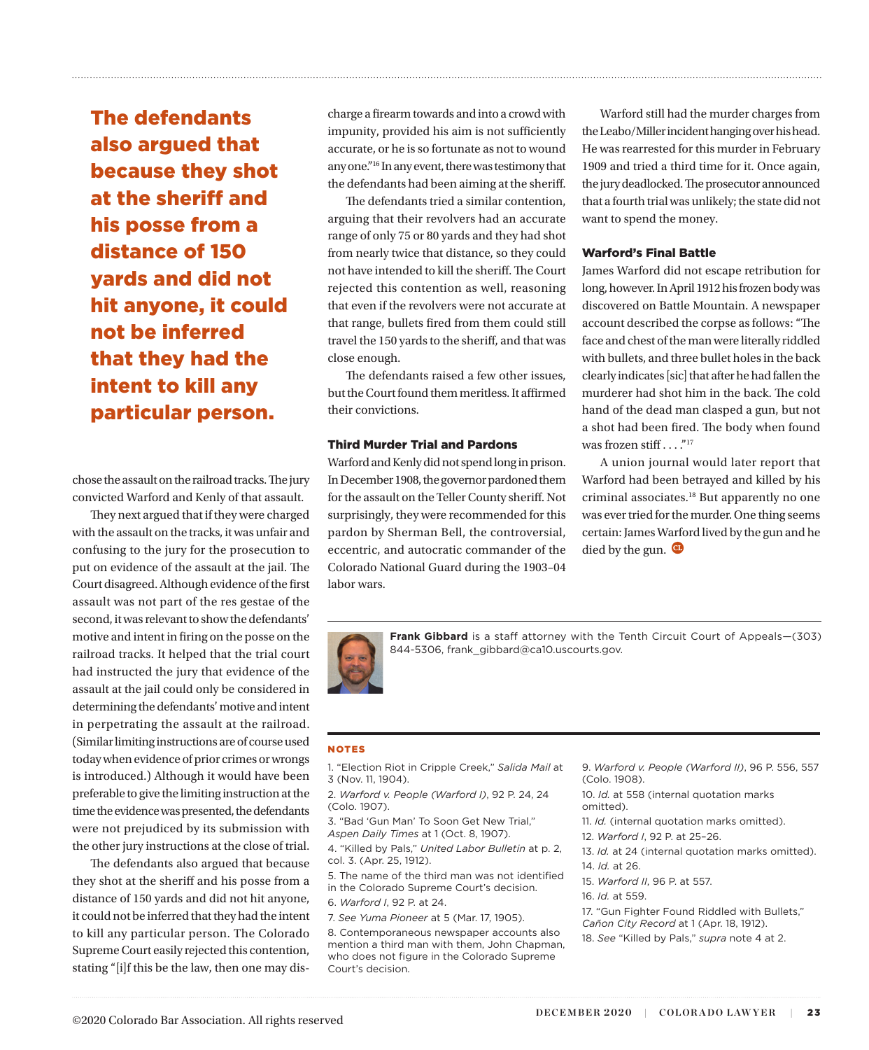**The defendants also argued that because they shot at the sheriff and his posse from a distance of 150 yards and did not hit anyone, it could not be inferred that they had the intent to kill any particular person.**

chose the assault on the railroad tracks. The jury convicted Warford and Kenly of that assault.

They next argued that if they were charged with the assault on the tracks, it was unfair and confusing to the jury for the prosecution to put on evidence of the assault at the jail. The Court disagreed. Although evidence of the first assault was not part of the res gestae of the second, it was relevant to show the defendants' motive and intent in firing on the posse on the railroad tracks. It helped that the trial court had instructed the jury that evidence of the assault at the jail could only be considered in determining the defendants' motive and intent in perpetrating the assault at the railroad. (Similar limiting instructions are of course used today when evidence of prior crimes or wrongs is introduced.) Although it would have been preferable to give the limiting instruction at the time the evidence was presented, the defendants were not prejudiced by its submission with the other jury instructions at the close of trial.

The defendants also argued that because they shot at the sheriff and his posse from a distance of 150 yards and did not hit anyone, it could not be inferred that they had the intent to kill any particular person. The Colorado Supreme Court easily rejected this contention, stating "[i]f this be the law, then one may discharge a firearm towards and into a crowd with impunity, provided his aim is not sufficiently accurate, or he is so fortunate as not to wound any one."[16] In any event, there was testimony that the defendants had been aiming at the sheriff.

The defendants tried a similar contention, arguing that their revolvers had an accurate range of only 75 or 80 yards and they had shot from nearly twice that distance, so they could not have intended to kill the sheriff. The Court rejected this contention as well, reasoning that even if the revolvers were not accurate at that range, bullets fired from them could still travel the 150 yards to the sheriff, and that was close enough.

The defendants raised a few other issues, but the Court found them meritless. It affirmed their convictions.

### Third Murder Trial and Pardons

Warford and Kenly did not spend long in prison. In December 1908, the governor pardoned them for the assault on the Teller County sheriff. Not surprisingly, they were recommended for this pardon by Sherman Bell, the controversial, eccentric, and autocratic commander of the Colorado National Guard during the 1903–04 labor wars.

Warford still had the murder charges from the Leabo/Miller incident hanging over his head. He was rearrested for this murder in February 1909 and tried a third time for it. Once again, the jury deadlocked. The prosecutor announced that a fourth trial was unlikely; the state did not want to spend the money.

### Warford's Final Battle

James Warford did not escape retribution for long, however. In April 1912 his frozen body was discovered on Battle Mountain. A newspaper account described the corpse as follows: "The face and chest of the man were literally riddled with bullets, and three bullet holes in the back clearly indicates [sic] that after he had fallen the murderer had shot him in the back. The cold hand of the dead man clasped a gun, but not a shot had been fired. The body when found was frozen stiff . . . ."[17]

A union journal would later report that Warford had been betrayed and killed by his criminal associates.[18] But apparently no one was ever tried for the murder. One thing seems certain: James Warford lived by the gun and he died by the gun.

**Frank Gibbard** is a staff attorney with the Tenth Circuit Court of Appeals—(303) 844-5306, frank_gibbard@ca10.uscourts.gov.

### NOTES

1. "Election Riot in Cripple Creek," *Salida Mail* at 3 (Nov. 11, 1904).
2. *Warford v. People (Warford I)*, 92 P. 24, 24 (Colo. 1907).
3. "Bad 'Gun Man' To Soon Get New Trial," *Aspen Daily Times* at 1 (Oct. 8, 1907).
4. "Killed by Pals," *United Labor Bulletin* at p. 2, col. 3. (Apr. 25, 1912).
5. The name of the third man was not identified in the Colorado Supreme Court's decision.
6. *Warford I*, 92 P. at 24.
7. *See Yuma Pioneer* at 5 (Mar. 17, 1905).
8. Contemporaneous newspaper accounts also mention a third man with them, John Chapman, who does not figure in the Colorado Supreme Court's decision.
9. *Warford v. People (Warford II)*, 96 P. 556, 557 (Colo. 1908).
10. *Id.* at 558 (internal quotation marks omitted).
11. *Id.* (internal quotation marks omitted).
12. *Warford I*, 92 P. at 25–26.
13. *Id.* at 24 (internal quotation marks omitted).
14. *Id.* at 26.
15. *Warford II*, 96 P. at 557.
16. *Id.* at 559.
17. "Gun Fighter Found Riddled with Bullets," *Cañon City Record* at 1 (Apr. 18, 1912).
18. *See* "Killed by Pals," *supra* note 4 at 2.

©2020 Colorado Bar Association. All rights reserved